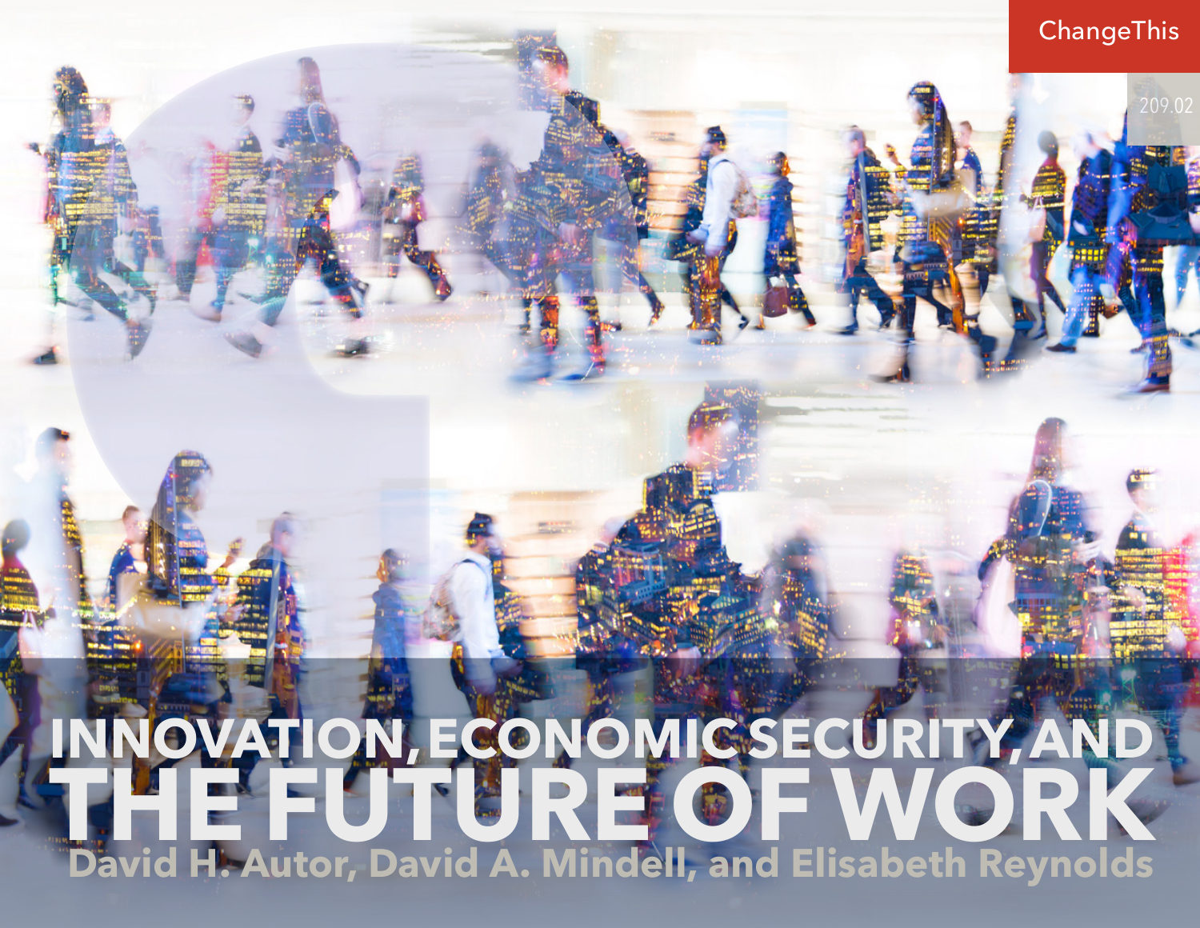ChangeThis

209.02

# INNOVATION, ECONOMIC SECURITY, AND THE FUTURE OF WORK

David H. Autor, David A. Mindell, and Elisabeth Reynolds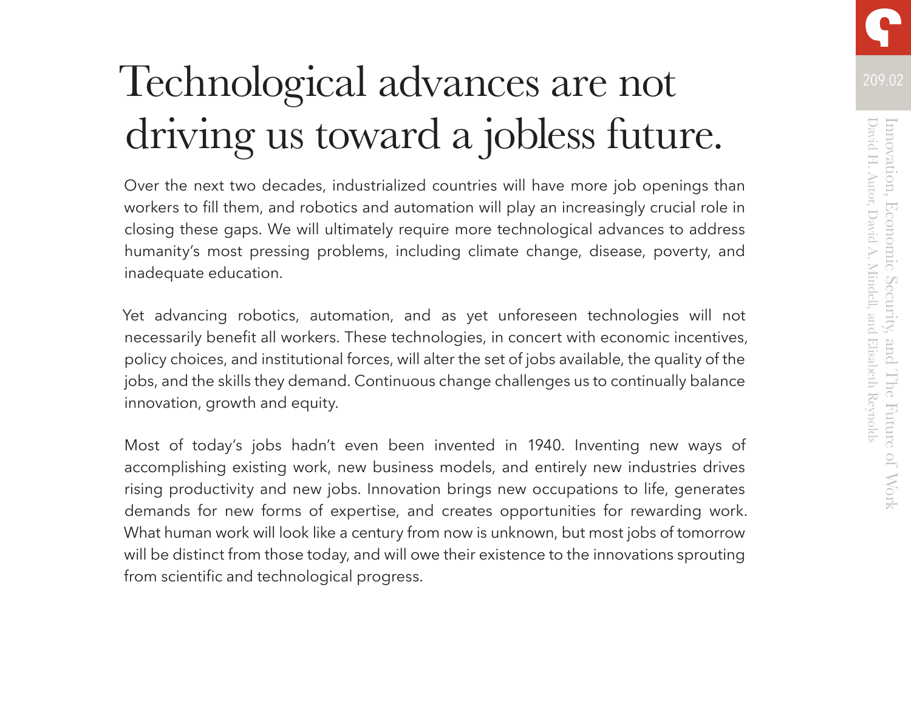# Technological advances are not driving us toward a jobless future.

Over the next two decades, industrialized countries will have more job openings than workers to fill them, and robotics and automation will play an increasingly crucial role in closing these gaps. We will ultimately require more technological advances to address humanity's most pressing problems, including climate change, disease, poverty, and inadequate education.

Yet advancing robotics, automation, and as yet unforeseen technologies will not necessarily benefit all workers. These technologies, in concert with economic incentives, policy choices, and institutional forces, will alter the set of jobs available, the quality of the jobs, and the skills they demand. Continuous change challenges us to continually balance innovation, growth and equity.

Most of today's jobs hadn't even been invented in 1940. Inventing new ways of accomplishing existing work, new business models, and entirely new industries drives rising productivity and new jobs. Innovation brings new occupations to life, generates demands for new forms of expertise, and creates opportunities for rewarding work. What human work will look like a century from now is unknown, but most jobs of tomorrow will be distinct from those today, and will owe their existence to the innovations sprouting from scientific and technological progress.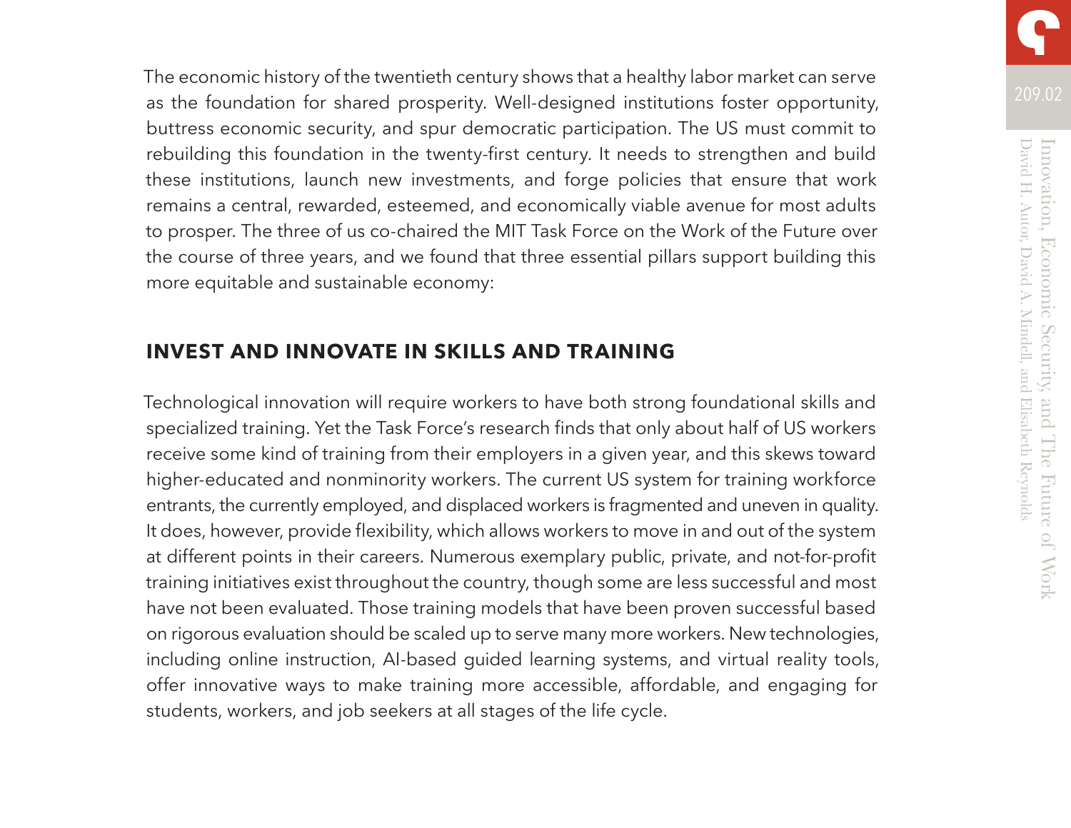The economic history of the twentieth century shows that a healthy labor market can serve as the foundation for shared prosperity. Well-designed institutions foster opportunity, buttress economic security, and spur democratic participation. The US must commit to rebuilding this foundation in the twenty-first century. It needs to strengthen and build these institutions, launch new investments, and forge policies that ensure that work remains a central, rewarded, esteemed, and economically viable avenue for most adults to prosper. The three of us co-chaired the MIT Task Force on the Work of the Future over the course of three years, and we found that three essential pillars support building this more equitable and sustainable economy:

## INVEST AND INNOVATE IN SKILLS AND TRAINING

Technological innovation will require workers to have both strong foundational skills and specialized training. Yet the Task Force's research finds that only about half of US workers receive some kind of training from their employers in a given year, and this skews toward higher-educated and nonminority workers. The current US system for training workforce entrants, the currently employed, and displaced workers is fragmented and uneven in quality. It does, however, provide flexibility, which allows workers to move in and out of the system at different points in their careers. Numerous exemplary public, private, and not-for-profit training initiatives exist throughout the country, though some are less successful and most have not been evaluated. Those training models that have been proven successful based on rigorous evaluation should be scaled up to serve many more workers. New technologies, including online instruction, AI-based guided learning systems, and virtual reality tools, offer innovative ways to make training more accessible, affordable, and engaging for students, workers, and job seekers at all stages of the life cycle.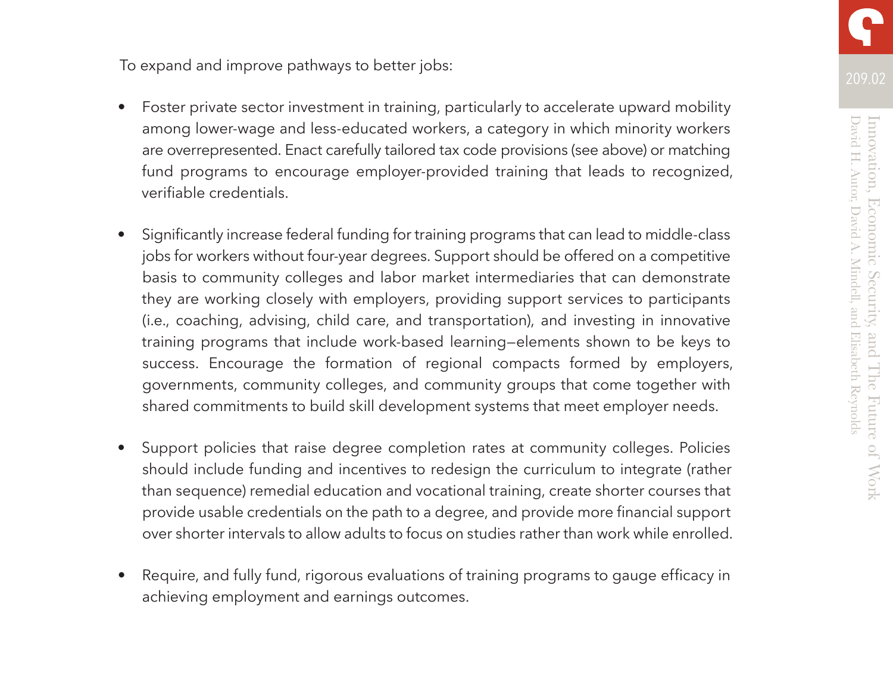To expand and improve pathways to better jobs:

- Foster private sector investment in training, particularly to accelerate upward mobility among lower-wage and less-educated workers, a category in which minority workers are overrepresented. Enact carefully tailored tax code provisions (see above) or matching fund programs to encourage employer-provided training that leads to recognized, verifiable credentials.

- Significantly increase federal funding for training programs that can lead to middle-class jobs for workers without four-year degrees. Support should be offered on a competitive basis to community colleges and labor market intermediaries that can demonstrate they are working closely with employers, providing support services to participants (i.e., coaching, advising, child care, and transportation), and investing in innovative training programs that include work-based learning—elements shown to be keys to success. Encourage the formation of regional compacts formed by employers, governments, community colleges, and community groups that come together with shared commitments to build skill development systems that meet employer needs.

- Support policies that raise degree completion rates at community colleges. Policies should include funding and incentives to redesign the curriculum to integrate (rather than sequence) remedial education and vocational training, create shorter courses that provide usable credentials on the path to a degree, and provide more financial support over shorter intervals to allow adults to focus on studies rather than work while enrolled.

- Require, and fully fund, rigorous evaluations of training programs to gauge efficacy in achieving employment and earnings outcomes.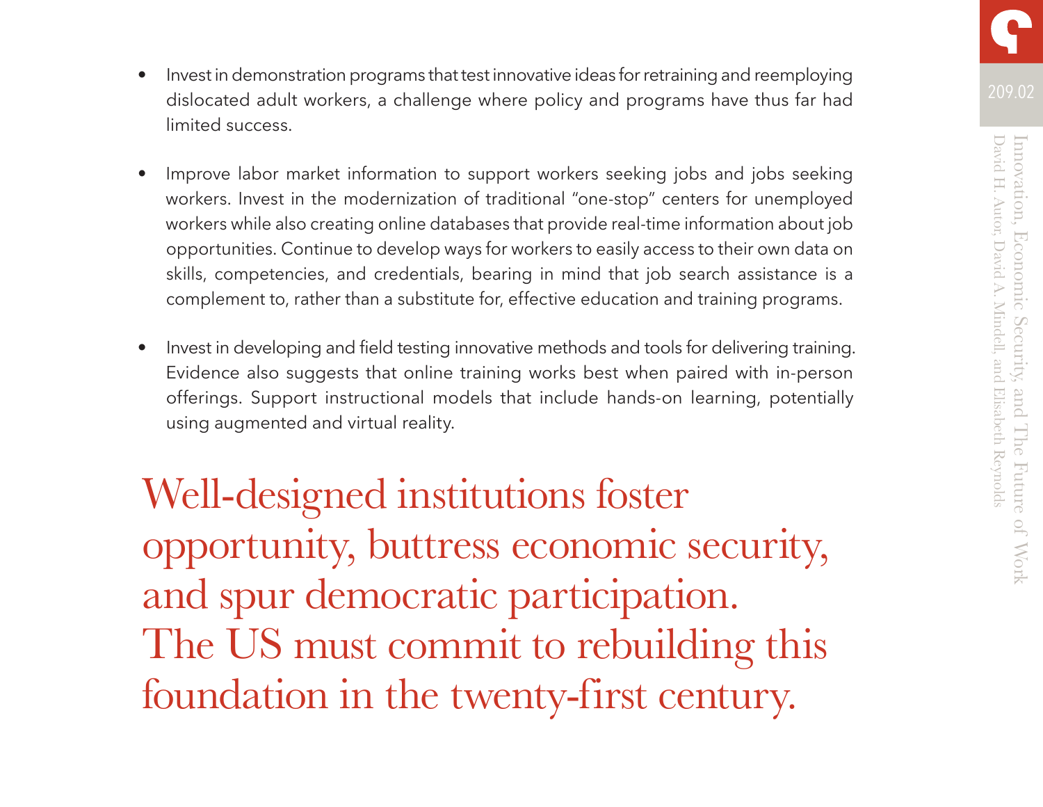- Invest in demonstration programs that test innovative ideas for retraining and reemploying dislocated adult workers, a challenge where policy and programs have thus far had limited success.

- Improve labor market information to support workers seeking jobs and jobs seeking workers. Invest in the modernization of traditional "one-stop" centers for unemployed workers while also creating online databases that provide real-time information about job opportunities. Continue to develop ways for workers to easily access to their own data on skills, competencies, and credentials, bearing in mind that job search assistance is a complement to, rather than a substitute for, effective education and training programs.

- Invest in developing and field testing innovative methods and tools for delivering training. Evidence also suggests that online training works best when paired with in-person offerings. Support instructional models that include hands-on learning, potentially using augmented and virtual reality.

Well-designed institutions foster opportunity, buttress economic security, and spur democratic participation. The US must commit to rebuilding this foundation in the twenty-first century.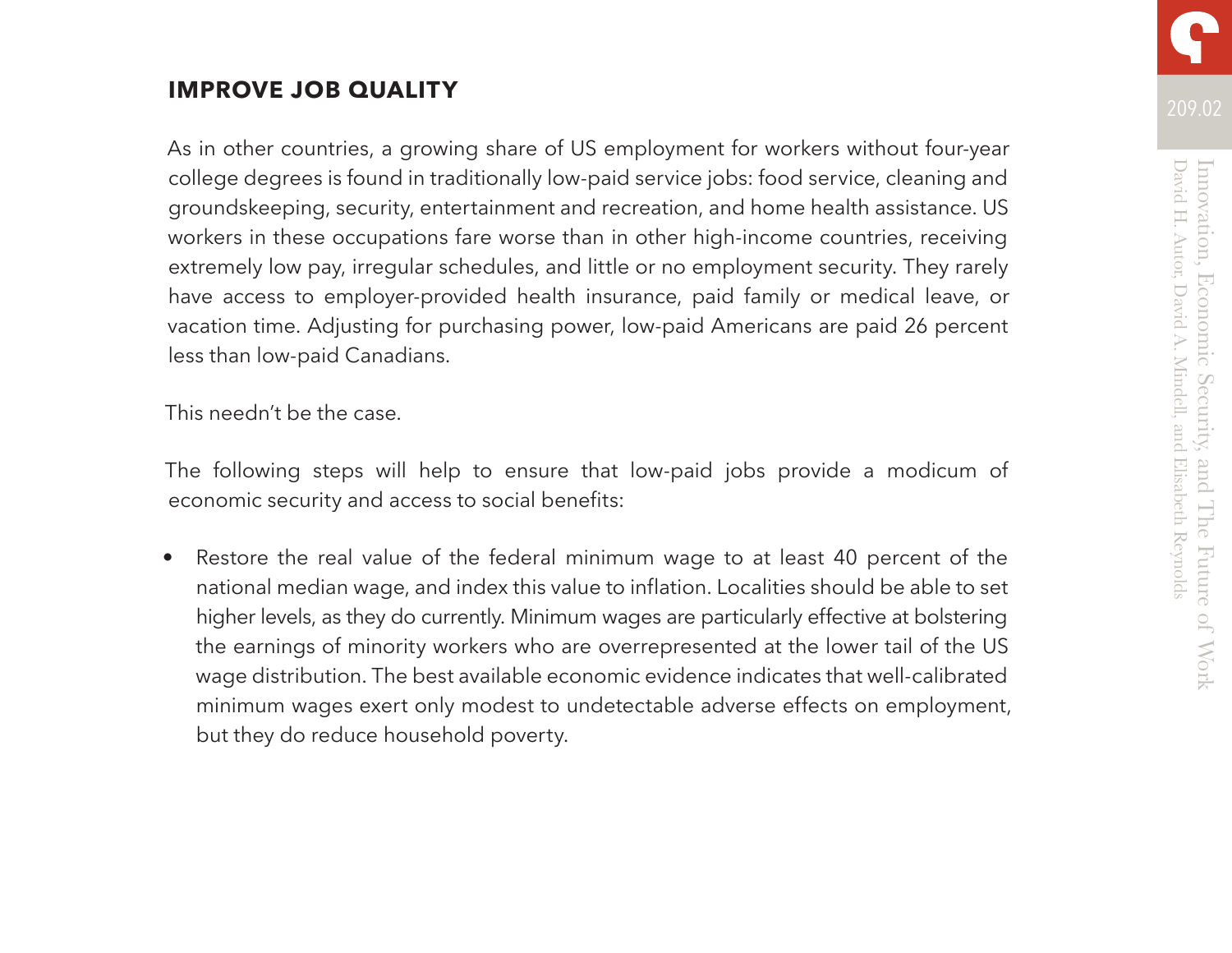## IMPROVE JOB QUALITY

As in other countries, a growing share of US employment for workers without four-year college degrees is found in traditionally low-paid service jobs: food service, cleaning and groundskeeping, security, entertainment and recreation, and home health assistance. US workers in these occupations fare worse than in other high-income countries, receiving extremely low pay, irregular schedules, and little or no employment security. They rarely have access to employer-provided health insurance, paid family or medical leave, or vacation time. Adjusting for purchasing power, low-paid Americans are paid 26 percent less than low-paid Canadians.

This needn't be the case.

The following steps will help to ensure that low-paid jobs provide a modicum of economic security and access to social benefits:

- Restore the real value of the federal minimum wage to at least 40 percent of the national median wage, and index this value to inflation. Localities should be able to set higher levels, as they do currently. Minimum wages are particularly effective at bolstering the earnings of minority workers who are overrepresented at the lower tail of the US wage distribution. The best available economic evidence indicates that well-calibrated minimum wages exert only modest to undetectable adverse effects on employment, but they do reduce household poverty.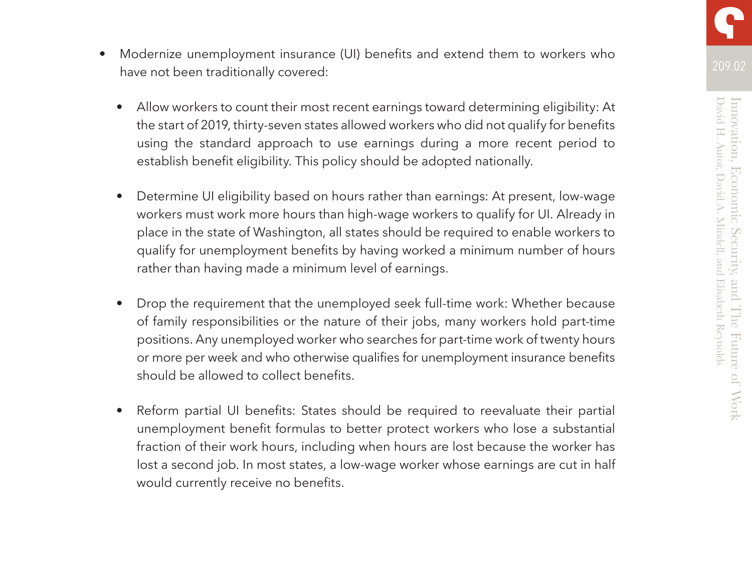- Modernize unemployment insurance (UI) benefits and extend them to workers who have not been traditionally covered:

  - Allow workers to count their most recent earnings toward determining eligibility: At the start of 2019, thirty-seven states allowed workers who did not qualify for benefits using the standard approach to use earnings during a more recent period to establish benefit eligibility. This policy should be adopted nationally.

  - Determine UI eligibility based on hours rather than earnings: At present, low-wage workers must work more hours than high-wage workers to qualify for UI. Already in place in the state of Washington, all states should be required to enable workers to qualify for unemployment benefits by having worked a minimum number of hours rather than having made a minimum level of earnings.

  - Drop the requirement that the unemployed seek full-time work: Whether because of family responsibilities or the nature of their jobs, many workers hold part-time positions. Any unemployed worker who searches for part-time work of twenty hours or more per week and who otherwise qualifies for unemployment insurance benefits should be allowed to collect benefits.

  - Reform partial UI benefits: States should be required to reevaluate their partial unemployment benefit formulas to better protect workers who lose a substantial fraction of their work hours, including when hours are lost because the worker has lost a second job. In most states, a low-wage worker whose earnings are cut in half would currently receive no benefits.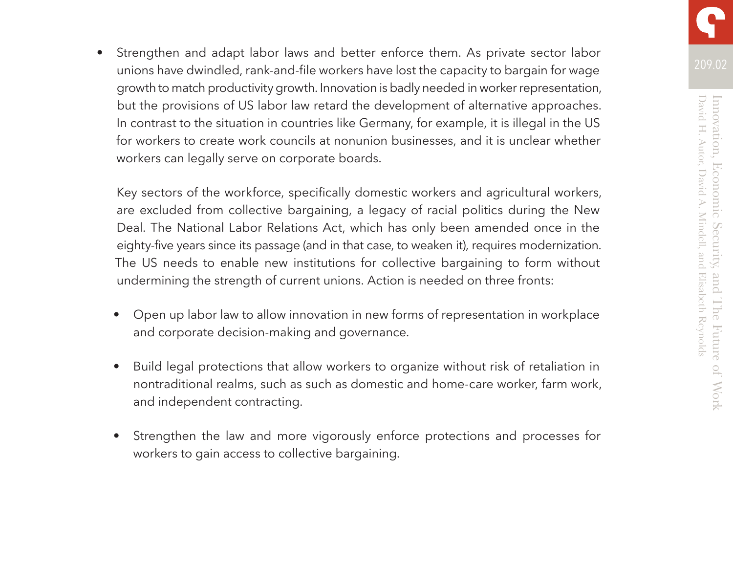- Strengthen and adapt labor laws and better enforce them. As private sector labor unions have dwindled, rank-and-file workers have lost the capacity to bargain for wage growth to match productivity growth. Innovation is badly needed in worker representation, but the provisions of US labor law retard the development of alternative approaches. In contrast to the situation in countries like Germany, for example, it is illegal in the US for workers to create work councils at nonunion businesses, and it is unclear whether workers can legally serve on corporate boards.

  Key sectors of the workforce, specifically domestic workers and agricultural workers, are excluded from collective bargaining, a legacy of racial politics during the New Deal. The National Labor Relations Act, which has only been amended once in the eighty-five years since its passage (and in that case, to weaken it), requires modernization. The US needs to enable new institutions for collective bargaining to form without undermining the strength of current unions. Action is needed on three fronts:

  - Open up labor law to allow innovation in new forms of representation in workplace and corporate decision-making and governance.

  - Build legal protections that allow workers to organize without risk of retaliation in nontraditional realms, such as such as domestic and home-care worker, farm work, and independent contracting.

  - Strengthen the law and more vigorously enforce protections and processes for workers to gain access to collective bargaining.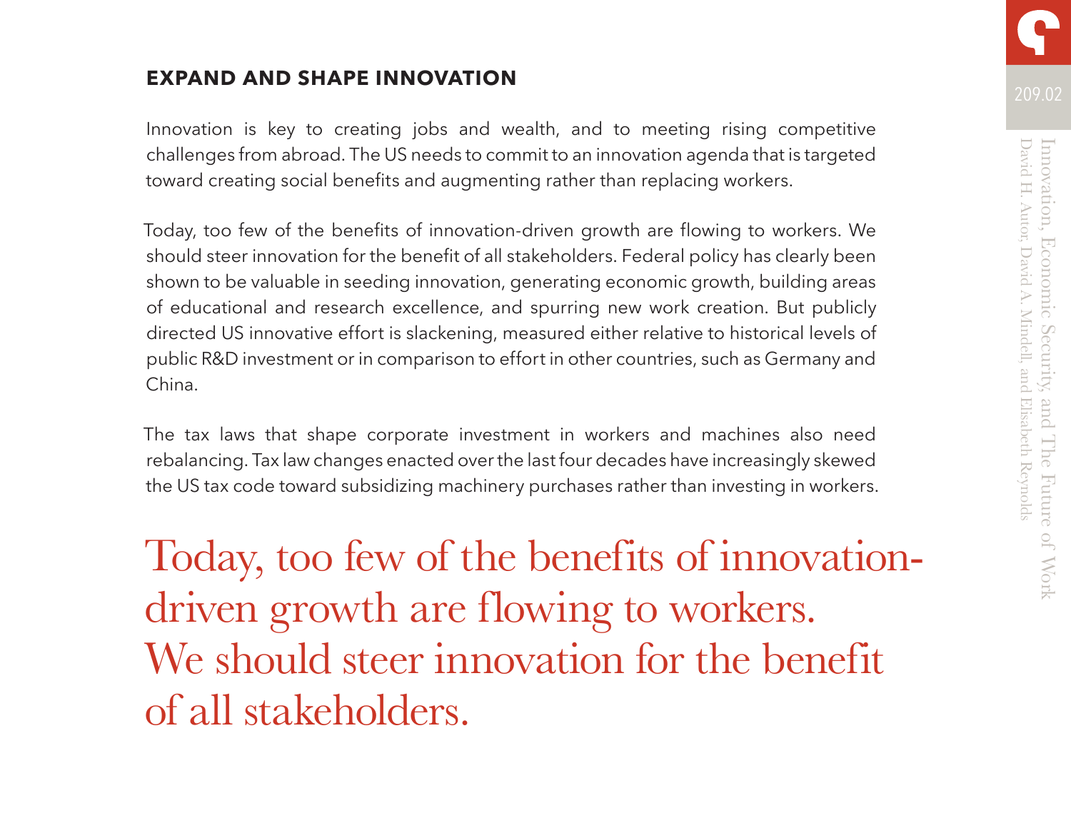## EXPAND AND SHAPE INNOVATION

Innovation is key to creating jobs and wealth, and to meeting rising competitive challenges from abroad. The US needs to commit to an innovation agenda that is targeted toward creating social benefits and augmenting rather than replacing workers.

Today, too few of the benefits of innovation-driven growth are flowing to workers. We should steer innovation for the benefit of all stakeholders. Federal policy has clearly been shown to be valuable in seeding innovation, generating economic growth, building areas of educational and research excellence, and spurring new work creation. But publicly directed US innovative effort is slackening, measured either relative to historical levels of public R&D investment or in comparison to effort in other countries, such as Germany and China.

The tax laws that shape corporate investment in workers and machines also need rebalancing. Tax law changes enacted over the last four decades have increasingly skewed the US tax code toward subsidizing machinery purchases rather than investing in workers.

> Today, too few of the benefits of innovation-driven growth are flowing to workers. We should steer innovation for the benefit of all stakeholders.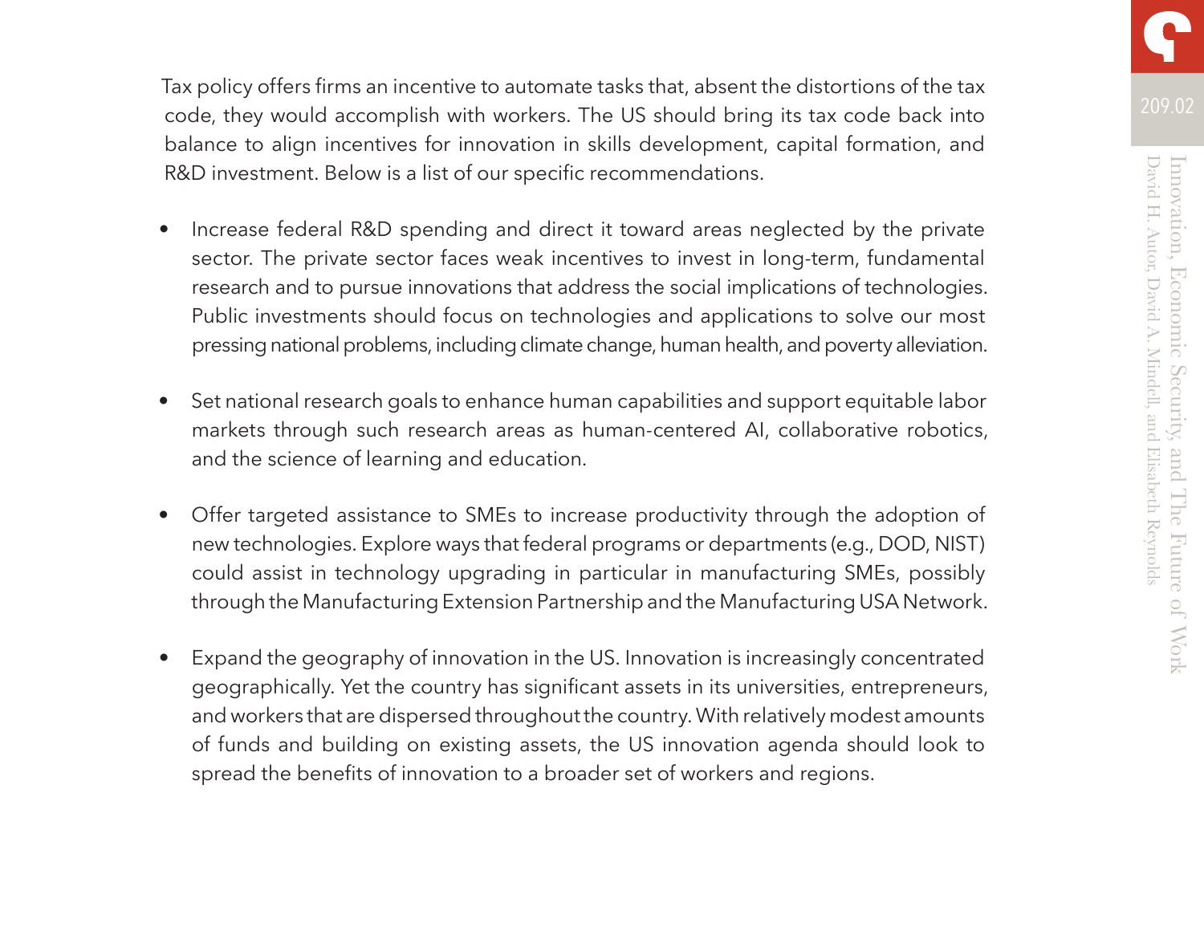Tax policy offers firms an incentive to automate tasks that, absent the distortions of the tax code, they would accomplish with workers. The US should bring its tax code back into balance to align incentives for innovation in skills development, capital formation, and R&D investment. Below is a list of our specific recommendations.

- Increase federal R&D spending and direct it toward areas neglected by the private sector. The private sector faces weak incentives to invest in long-term, fundamental research and to pursue innovations that address the social implications of technologies. Public investments should focus on technologies and applications to solve our most pressing national problems, including climate change, human health, and poverty alleviation.

- Set national research goals to enhance human capabilities and support equitable labor markets through such research areas as human-centered AI, collaborative robotics, and the science of learning and education.

- Offer targeted assistance to SMEs to increase productivity through the adoption of new technologies. Explore ways that federal programs or departments (e.g., DOD, NIST) could assist in technology upgrading in particular in manufacturing SMEs, possibly through the Manufacturing Extension Partnership and the Manufacturing USA Network.

- Expand the geography of innovation in the US. Innovation is increasingly concentrated geographically. Yet the country has significant assets in its universities, entrepreneurs, and workers that are dispersed throughout the country. With relatively modest amounts of funds and building on existing assets, the US innovation agenda should look to spread the benefits of innovation to a broader set of workers and regions.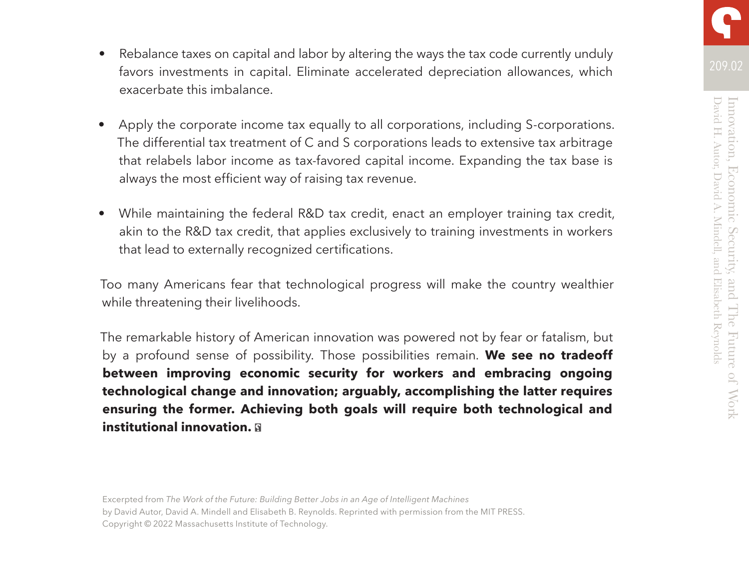- Rebalance taxes on capital and labor by altering the ways the tax code currently unduly favors investments in capital. Eliminate accelerated depreciation allowances, which exacerbate this imbalance.

- Apply the corporate income tax equally to all corporations, including S-corporations. The differential tax treatment of C and S corporations leads to extensive tax arbitrage that relabels labor income as tax-favored capital income. Expanding the tax base is always the most efficient way of raising tax revenue.

- While maintaining the federal R&D tax credit, enact an employer training tax credit, akin to the R&D tax credit, that applies exclusively to training investments in workers that lead to externally recognized certifications.

Too many Americans fear that technological progress will make the country wealthier while threatening their livelihoods.

The remarkable history of American innovation was powered not by fear or fatalism, but by a profound sense of possibility. Those possibilities remain. **We see no tradeoff between improving economic security for workers and embracing ongoing technological change and innovation; arguably, accomplishing the latter requires ensuring the former. Achieving both goals will require both technological and institutional innovation.**

Excerpted from *The Work of the Future: Building Better Jobs in an Age of Intelligent Machines* by David Autor, David A. Mindell and Elisabeth B. Reynolds. Reprinted with permission from the MIT PRESS. Copyright © 2022 Massachusetts Institute of Technology.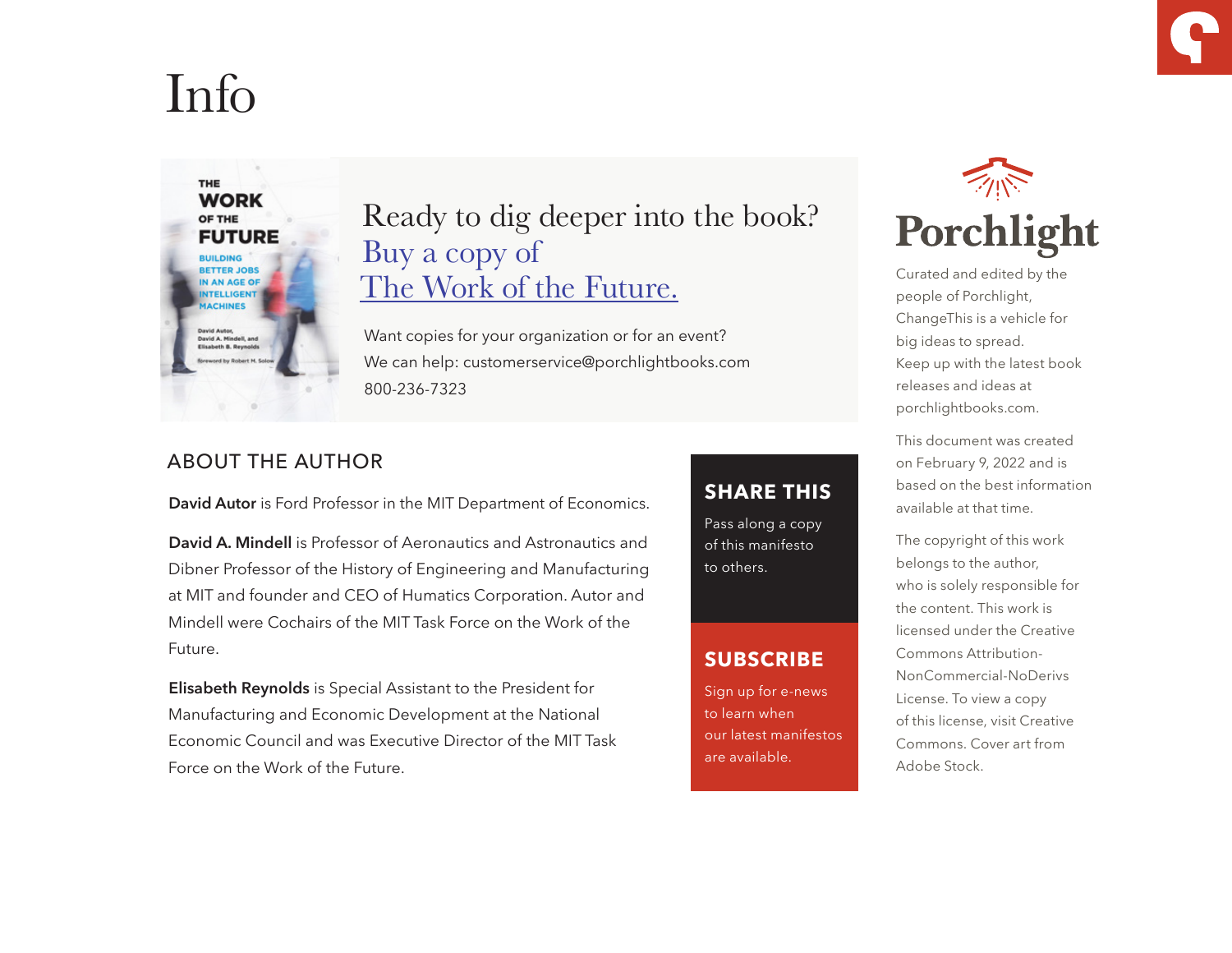# Info

Ready to dig deeper into the book?
Buy a copy of
The Work of the Future.

Want copies for your organization or for an event?
We can help: customerservice@porchlightbooks.com
800-236-7323

## ABOUT THE AUTHOR

**David Autor** is Ford Professor in the MIT Department of Economics.

**David A. Mindell** is Professor of Aeronautics and Astronautics and Dibner Professor of the History of Engineering and Manufacturing at MIT and founder and CEO of Humatics Corporation. Autor and Mindell were Cochairs of the MIT Task Force on the Work of the Future.

**Elisabeth Reynolds** is Special Assistant to the President for Manufacturing and Economic Development at the National Economic Council and was Executive Director of the MIT Task Force on the Work of the Future.

**SHARE THIS**

Pass along a copy of this manifesto to others.

**SUBSCRIBE**

Sign up for e-news to learn when our latest manifestos are available.

Porchlight

Curated and edited by the people of Porchlight, ChangeThis is a vehicle for big ideas to spread. Keep up with the latest book releases and ideas at porchlightbooks.com.

This document was created on February 9, 2022 and is based on the best information available at that time.

The copyright of this work belongs to the author, who is solely responsible for the content. This work is licensed under the Creative Commons Attribution-NonCommercial-NoDerivs License. To view a copy of this license, visit Creative Commons. Cover art from Adobe Stock.